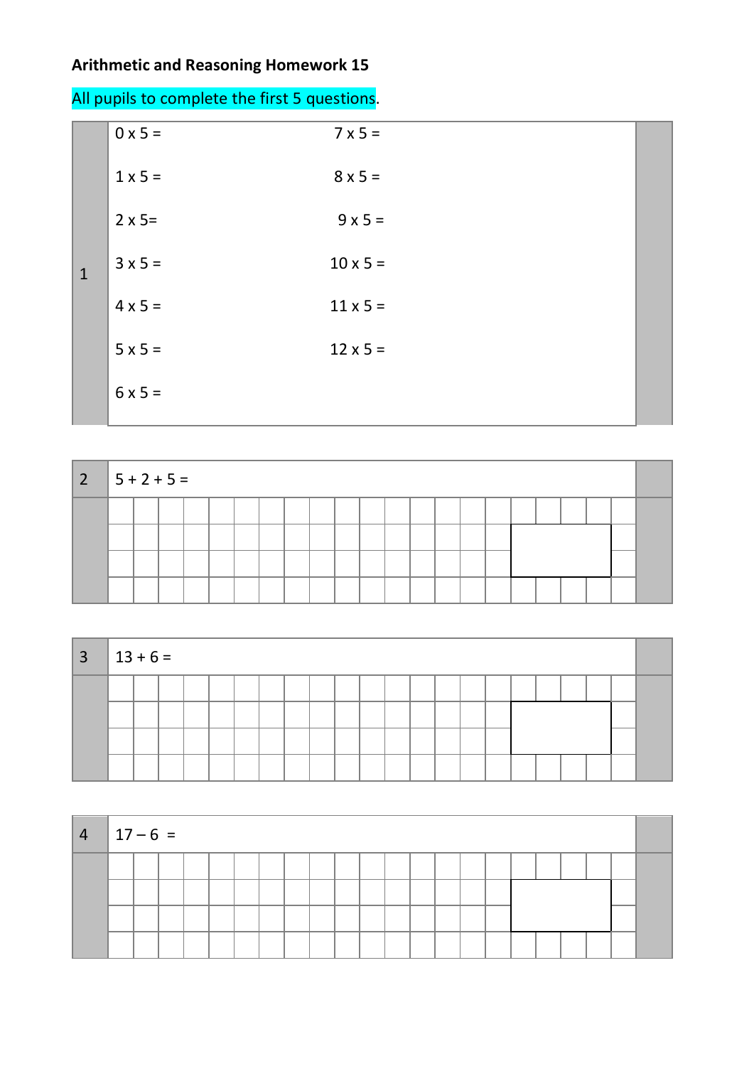**Arithmetic and Reasoning Homework 15**

All pupils to complete the first 5 questions.

**1**

| | |
|---|---|
| 0 x 5 = | 7 x 5 = |
| 1 x 5 = | 8 x 5 = |
| 2 x 5= | 9 x 5 = |
| 3 x 5 = | 10 x 5 = |
| 4 x 5 = | 11 x 5 = |
| 5 x 5 = | 12 x 5 = |
| 6 x 5 = | |

**2** 5 + 2 + 5 =

**3** 13 + 6 =

**4** 17 – 6 =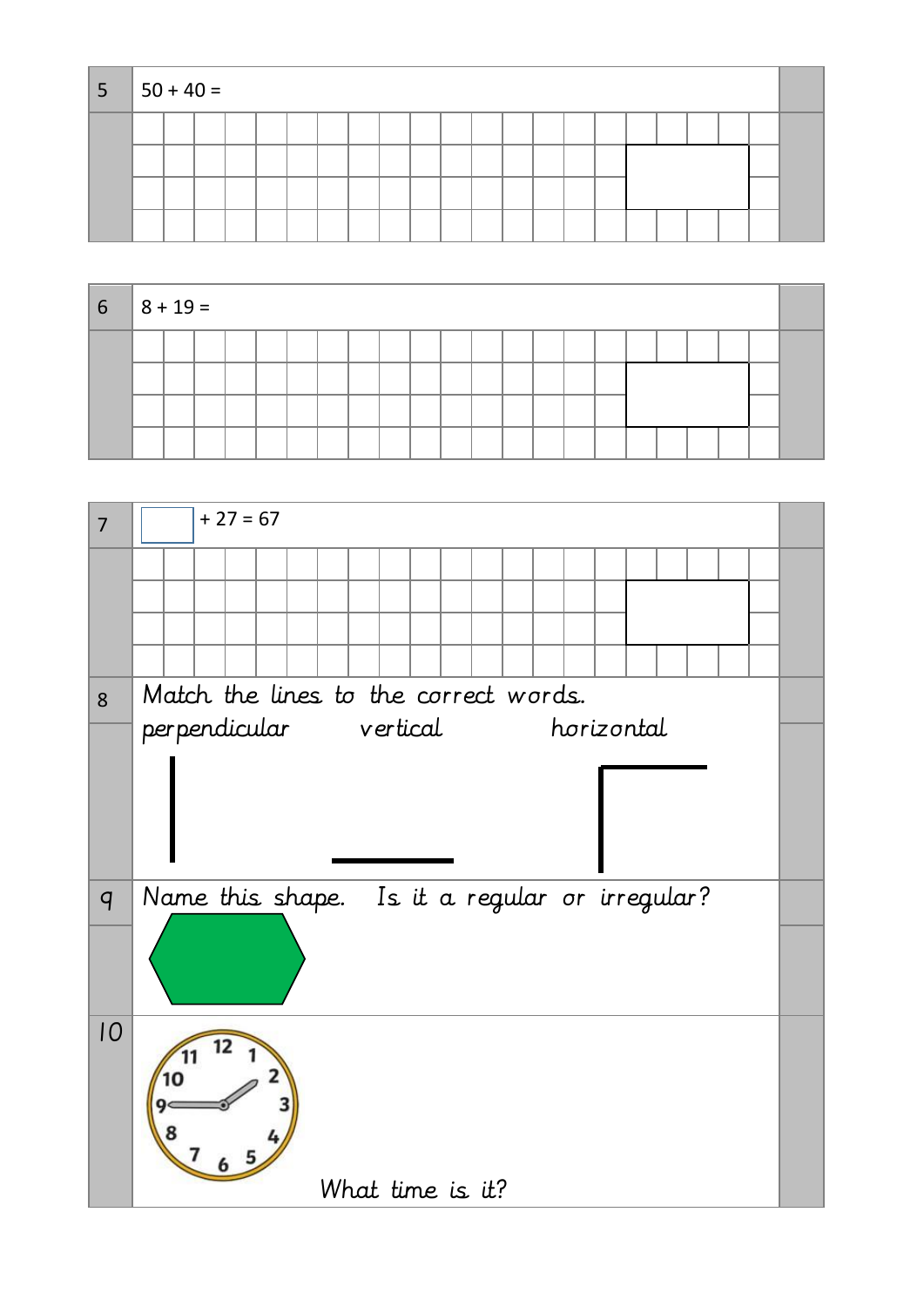**5** $50 + 40 =$

**6** $8 + 19 =$

**7** ☐ $+ 27 = 67$

**8** Match the lines to the correct words.

perpendicular vertical horizontal

**9** Name this shape. Is it a regular or irregular?

**10** What time is it?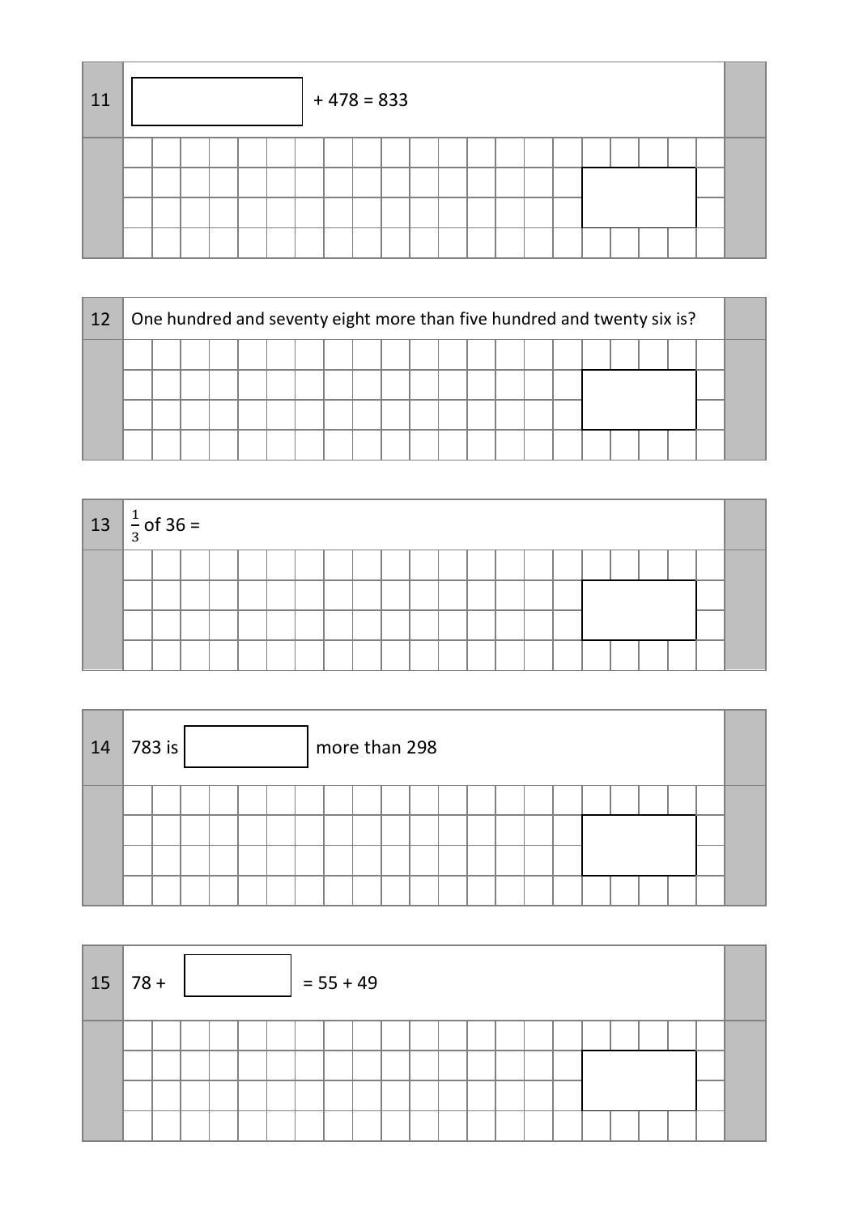**11** ______ + 478 = 833

**12** One hundred and seventy eight more than five hundred and twenty six is?

**13** $\frac{1}{3}$ of 36 =

**14** 783 is ______ more than 298

**15** 78 + ______ = 55 + 49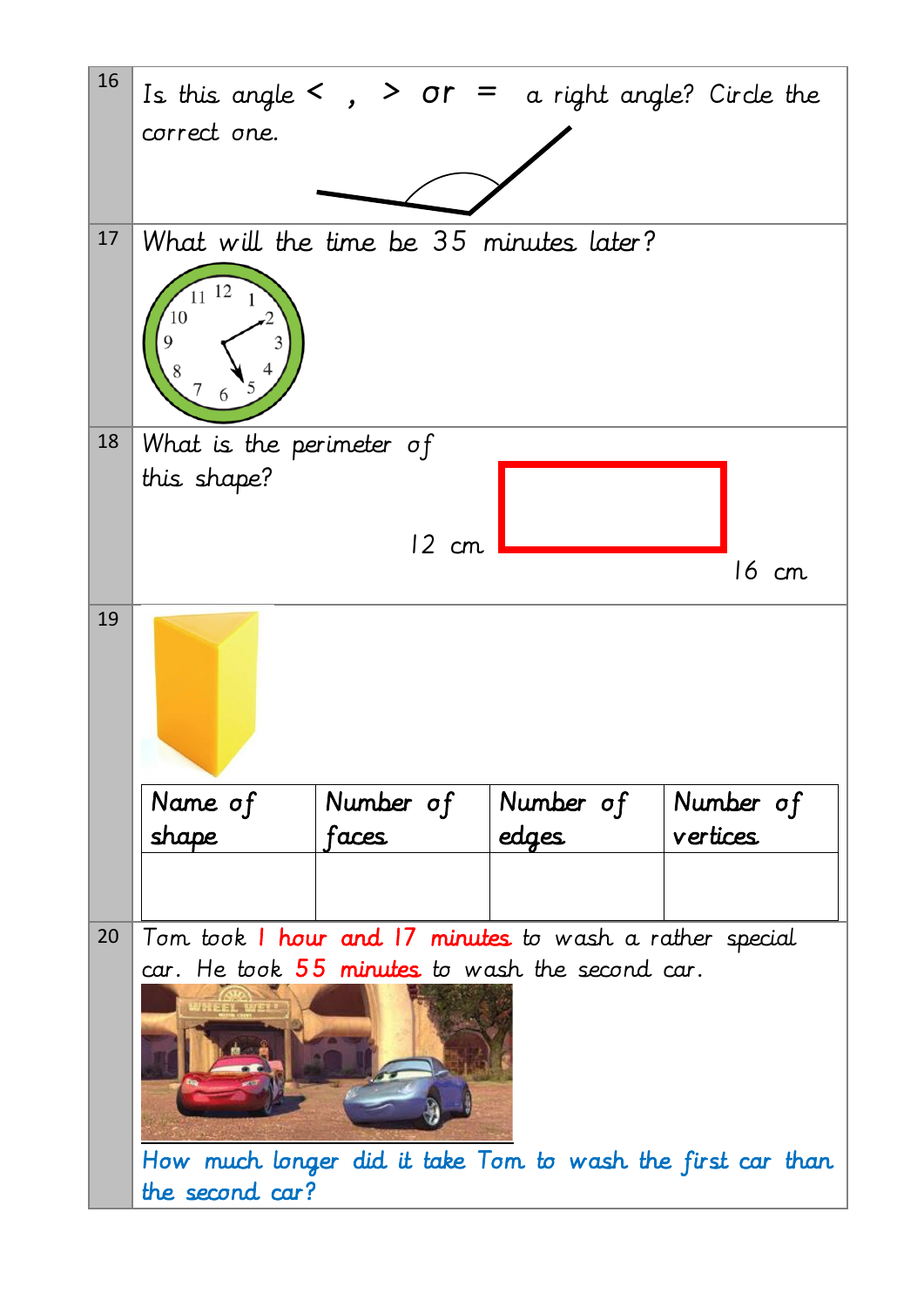| 16 | Is this angle < , > or = a right angle? Circle the correct one. |
|---|---|
| 17 | What will the time be 35 minutes later? |
| 18 | What is the perimeter of this shape? 12 cm 16 cm |
| 19 | |
| 20 | Tom took 1 hour and 17 minutes to wash a rather special car. He took 55 minutes to wash the second car. How much longer did it take Tom to wash the first car than the second car? |

| Name of shape | Number of faces | Number of edges | Number of vertices |
|---|---|---|---|
| | | | |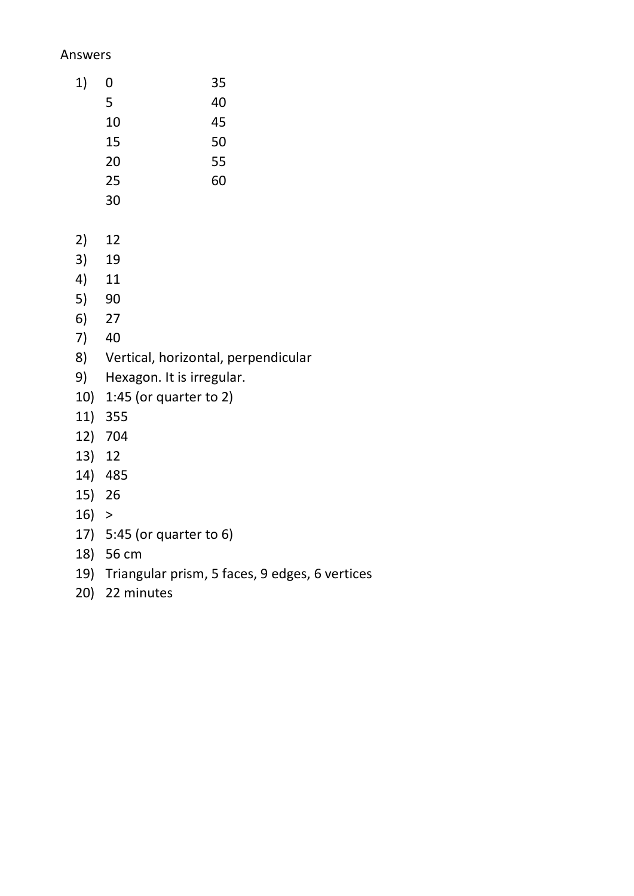Answers

1) 

| | |
|---|---|
| 0 | 35 |
| 5 | 40 |
| 10 | 45 |
| 15 | 50 |
| 20 | 55 |
| 25 | 60 |
| 30 | |

2) 12
3) 19
4) 11
5) 90
6) 27
7) 40
8) Vertical, horizontal, perpendicular
9) Hexagon. It is irregular.
10) 1:45 (or quarter to 2)
11) 355
12) 704
13) 12
14) 485
15) 26
16) >
17) 5:45 (or quarter to 6)
18) 56 cm
19) Triangular prism, 5 faces, 9 edges, 6 vertices
20) 22 minutes